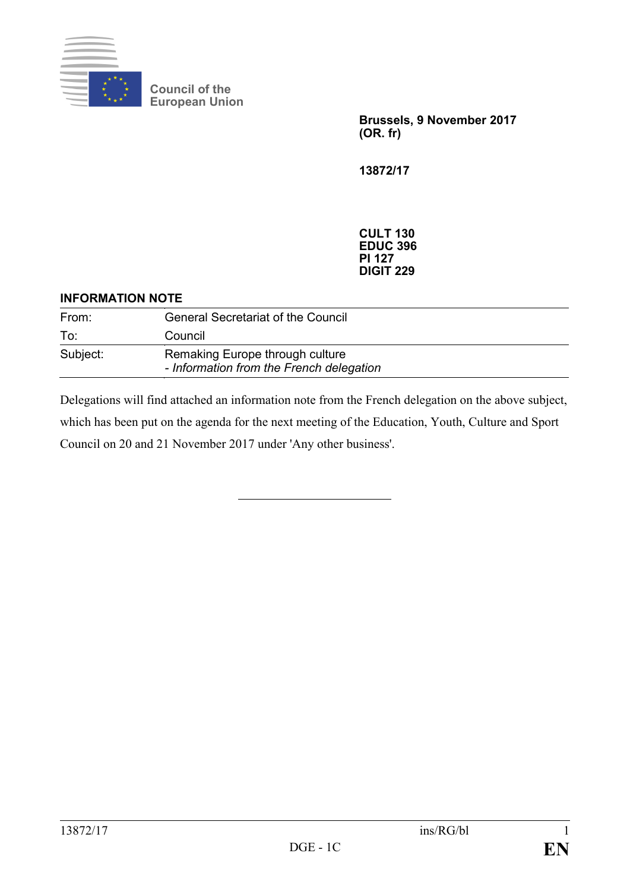Council of the European Union

**Brussels, 9 November 2017**
**(OR. fr)**

**13872/17**

**CULT 130**
**EDUC 396**
**PI 127**
**DIGIT 229**

**INFORMATION NOTE**

| | |
|---|---|
| From: | General Secretariat of the Council |
| To: | Council |
| Subject: | Remaking Europe through culture<br>- *Information from the French delegation* |

Delegations will find attached an information note from the French delegation on the above subject, which has been put on the agenda for the next meeting of the Education, Youth, Culture and Sport Council on 20 and 21 November 2017 under 'Any other business'.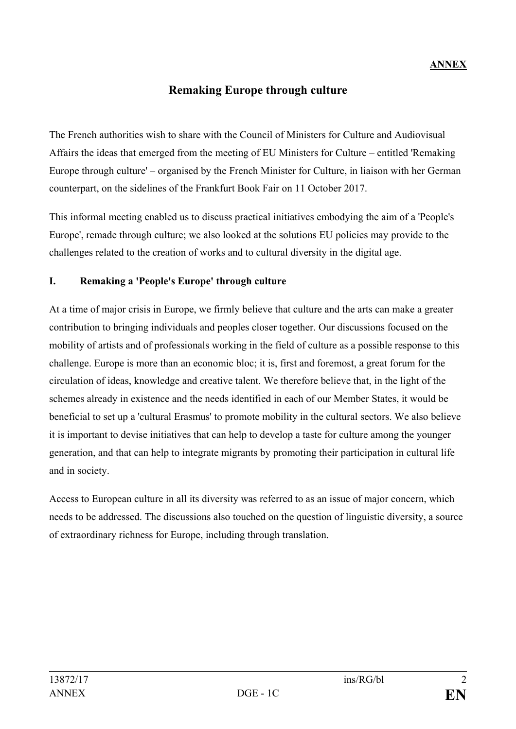**ANNEX**

# Remaking Europe through culture

The French authorities wish to share with the Council of Ministers for Culture and Audiovisual Affairs the ideas that emerged from the meeting of EU Ministers for Culture – entitled 'Remaking Europe through culture' – organised by the French Minister for Culture, in liaison with her German counterpart, on the sidelines of the Frankfurt Book Fair on 11 October 2017.

This informal meeting enabled us to discuss practical initiatives embodying the aim of a 'People's Europe', remade through culture; we also looked at the solutions EU policies may provide to the challenges related to the creation of works and to cultural diversity in the digital age.

## I. Remaking a 'People's Europe' through culture

At a time of major crisis in Europe, we firmly believe that culture and the arts can make a greater contribution to bringing individuals and peoples closer together. Our discussions focused on the mobility of artists and of professionals working in the field of culture as a possible response to this challenge. Europe is more than an economic bloc; it is, first and foremost, a great forum for the circulation of ideas, knowledge and creative talent. We therefore believe that, in the light of the schemes already in existence and the needs identified in each of our Member States, it would be beneficial to set up a 'cultural Erasmus' to promote mobility in the cultural sectors. We also believe it is important to devise initiatives that can help to develop a taste for culture among the younger generation, and that can help to integrate migrants by promoting their participation in cultural life and in society.

Access to European culture in all its diversity was referred to as an issue of major concern, which needs to be addressed. The discussions also touched on the question of linguistic diversity, a source of extraordinary richness for Europe, including through translation.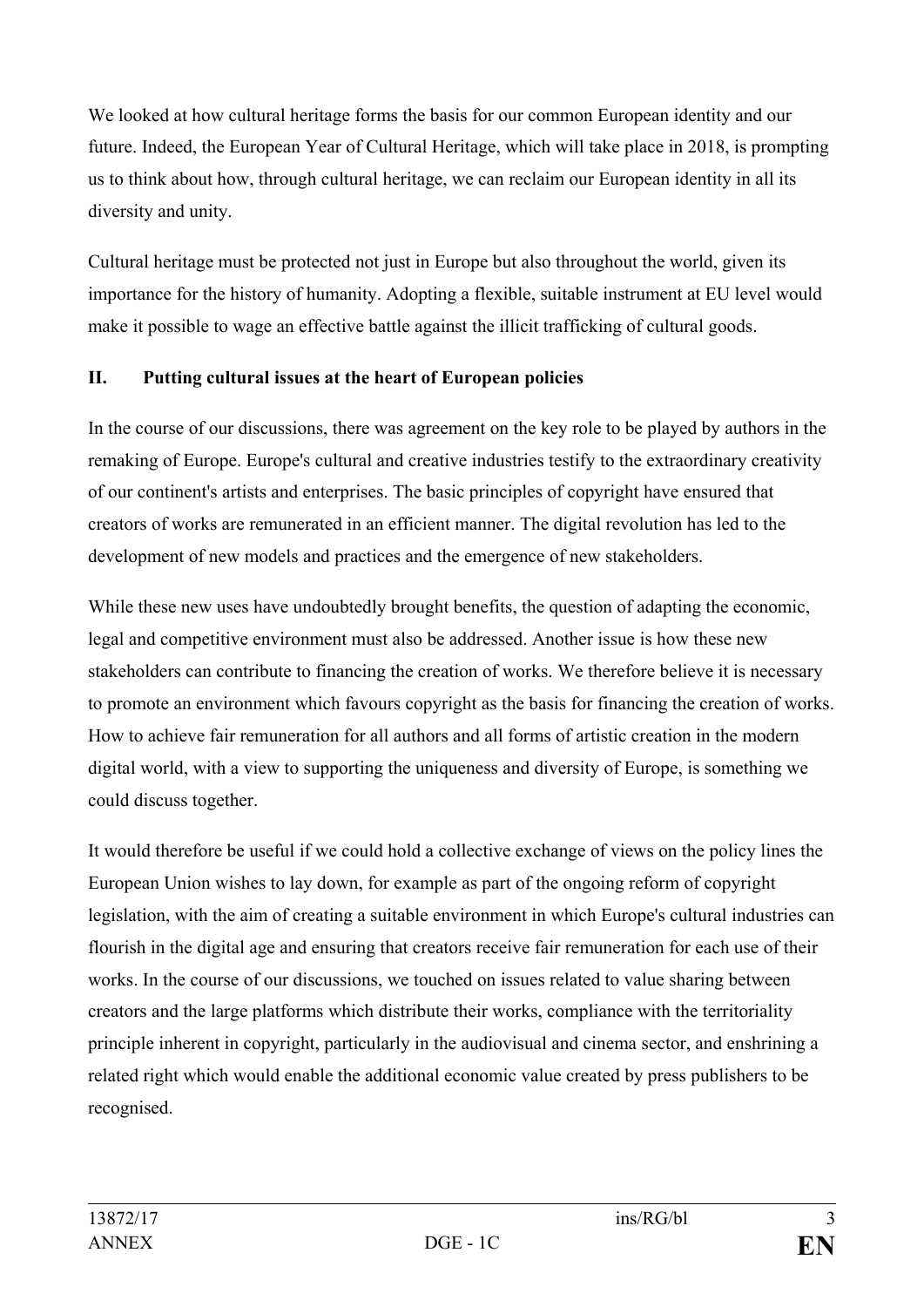We looked at how cultural heritage forms the basis for our common European identity and our future. Indeed, the European Year of Cultural Heritage, which will take place in 2018, is prompting us to think about how, through cultural heritage, we can reclaim our European identity in all its diversity and unity.

Cultural heritage must be protected not just in Europe but also throughout the world, given its importance for the history of humanity. Adopting a flexible, suitable instrument at EU level would make it possible to wage an effective battle against the illicit trafficking of cultural goods.

## II. Putting cultural issues at the heart of European policies

In the course of our discussions, there was agreement on the key role to be played by authors in the remaking of Europe. Europe's cultural and creative industries testify to the extraordinary creativity of our continent's artists and enterprises. The basic principles of copyright have ensured that creators of works are remunerated in an efficient manner. The digital revolution has led to the development of new models and practices and the emergence of new stakeholders.

While these new uses have undoubtedly brought benefits, the question of adapting the economic, legal and competitive environment must also be addressed. Another issue is how these new stakeholders can contribute to financing the creation of works. We therefore believe it is necessary to promote an environment which favours copyright as the basis for financing the creation of works. How to achieve fair remuneration for all authors and all forms of artistic creation in the modern digital world, with a view to supporting the uniqueness and diversity of Europe, is something we could discuss together.

It would therefore be useful if we could hold a collective exchange of views on the policy lines the European Union wishes to lay down, for example as part of the ongoing reform of copyright legislation, with the aim of creating a suitable environment in which Europe's cultural industries can flourish in the digital age and ensuring that creators receive fair remuneration for each use of their works. In the course of our discussions, we touched on issues related to value sharing between creators and the large platforms which distribute their works, compliance with the territoriality principle inherent in copyright, particularly in the audiovisual and cinema sector, and enshrining a related right which would enable the additional economic value created by press publishers to be recognised.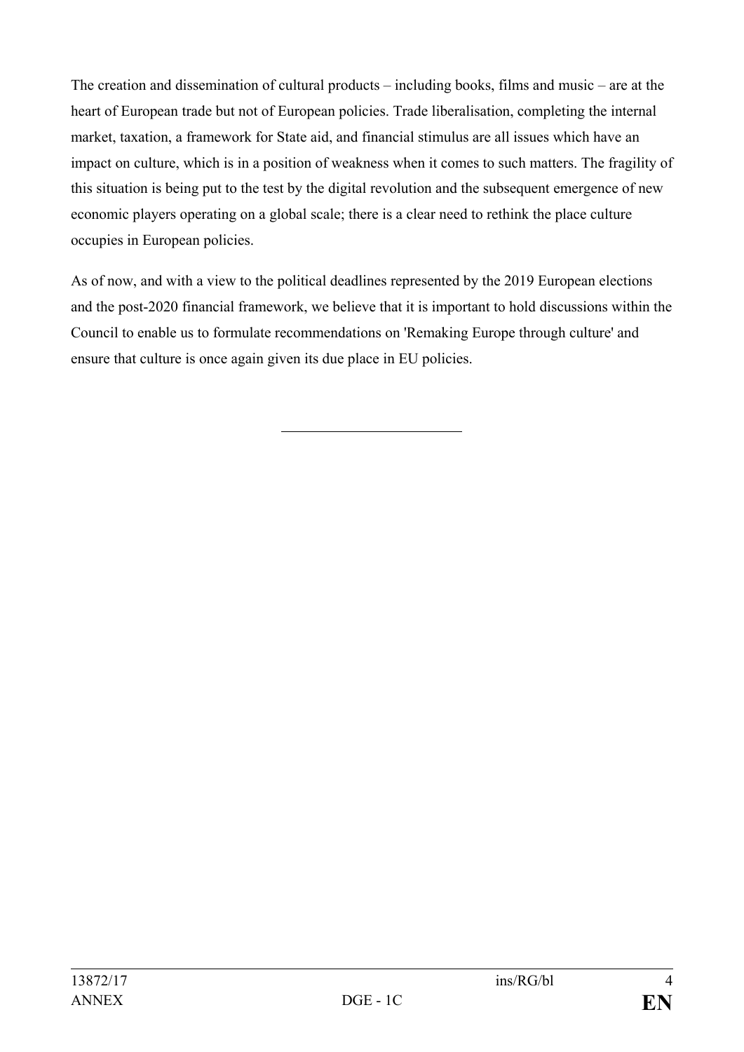The creation and dissemination of cultural products – including books, films and music – are at the heart of European trade but not of European policies. Trade liberalisation, completing the internal market, taxation, a framework for State aid, and financial stimulus are all issues which have an impact on culture, which is in a position of weakness when it comes to such matters. The fragility of this situation is being put to the test by the digital revolution and the subsequent emergence of new economic players operating on a global scale; there is a clear need to rethink the place culture occupies in European policies.

As of now, and with a view to the political deadlines represented by the 2019 European elections and the post-2020 financial framework, we believe that it is important to hold discussions within the Council to enable us to formulate recommendations on 'Remaking Europe through culture' and ensure that culture is once again given its due place in EU policies.

---